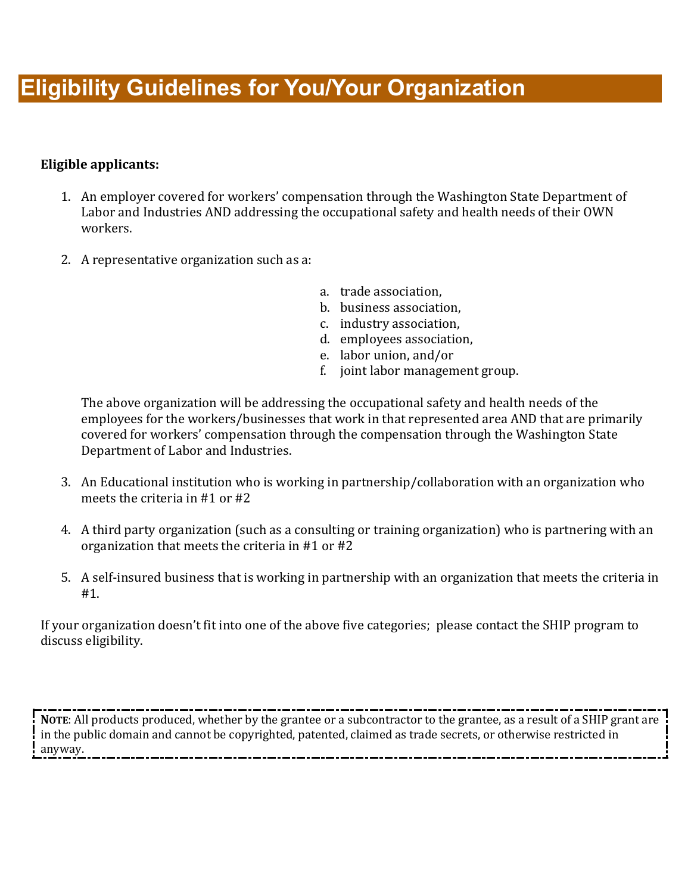# Eligibility Guidelines for You/Your Organization

**Eligible applicants:**

1. An employer covered for workers' compensation through the Washington State Department of Labor and Industries AND addressing the occupational safety and health needs of their OWN workers.

2. A representative organization such as a:

   a. trade association,
   b. business association,
   c. industry association,
   d. employees association,
   e. labor union, and/or
   f. joint labor management group.

   The above organization will be addressing the occupational safety and health needs of the employees for the workers/businesses that work in that represented area AND that are primarily covered for workers' compensation through the compensation through the Washington State Department of Labor and Industries.

3. An Educational institution who is working in partnership/collaboration with an organization who meets the criteria in #1 or #2

4. A third party organization (such as a consulting or training organization) who is partnering with an organization that meets the criteria in #1 or #2

5. A self-insured business that is working in partnership with an organization that meets the criteria in #1.

If your organization doesn't fit into one of the above five categories; please contact the SHIP program to discuss eligibility.

**NOTE**: All products produced, whether by the grantee or a subcontractor to the grantee, as a result of a SHIP grant are in the public domain and cannot be copyrighted, patented, claimed as trade secrets, or otherwise restricted in anyway.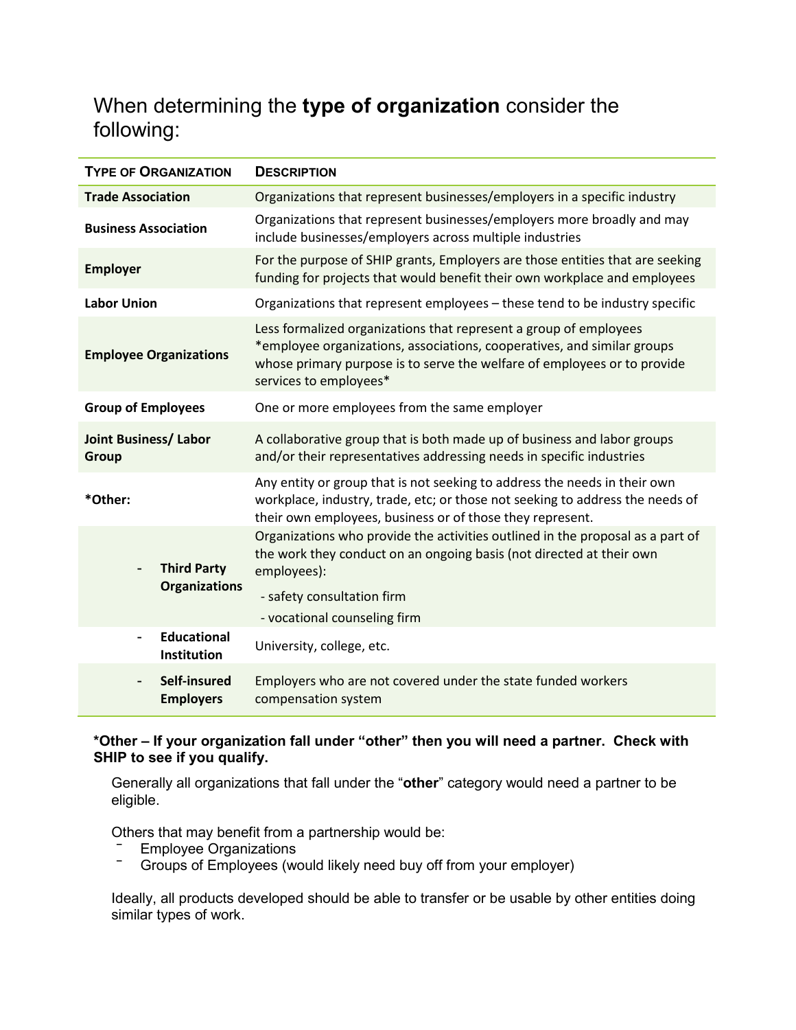# When determining the **type of organization** consider the following:

| TYPE OF ORGANIZATION | DESCRIPTION |
|---|---|
| **Trade Association** | Organizations that represent businesses/employers in a specific industry |
| **Business Association** | Organizations that represent businesses/employers more broadly and may include businesses/employers across multiple industries |
| **Employer** | For the purpose of SHIP grants, Employers are those entities that are seeking funding for projects that would benefit their own workplace and employees |
| **Labor Union** | Organizations that represent employees – these tend to be industry specific |
| **Employee Organizations** | Less formalized organizations that represent a group of employees *employee organizations, associations, cooperatives, and similar groups whose primary purpose is to serve the welfare of employees or to provide services to employees* |
| **Group of Employees** | One or more employees from the same employer |
| **Joint Business/ Labor Group** | A collaborative group that is both made up of business and labor groups and/or their representatives addressing needs in specific industries |
| ***Other:** | Any entity or group that is not seeking to address the needs in their own workplace, industry, trade, etc; or those not seeking to address the needs of their own employees, business or of those they represent. |
| - **Third Party Organizations** | Organizations who provide the activities outlined in the proposal as a part of the work they conduct on an ongoing basis (not directed at their own employees):<br>- safety consultation firm<br>- vocational counseling firm |
| - **Educational Institution** | University, college, etc. |
| - **Self-insured Employers** | Employers who are not covered under the state funded workers compensation system |

***Other – If your organization fall under "other" then you will need a partner. Check with SHIP to see if you qualify.**

Generally all organizations that fall under the "**other**" category would need a partner to be eligible.

Others that may benefit from a partnership would be:

- Employee Organizations
- Groups of Employees (would likely need buy off from your employer)

Ideally, all products developed should be able to transfer or be usable by other entities doing similar types of work.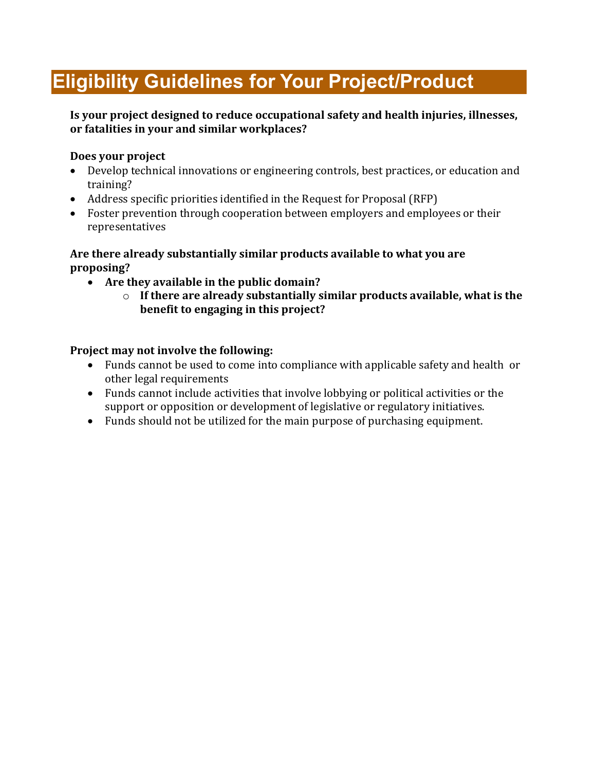# Eligibility Guidelines for Your Project/Product

**Is your project designed to reduce occupational safety and health injuries, illnesses, or fatalities in your and similar workplaces?**

**Does your project**

- Develop technical innovations or engineering controls, best practices, or education and training?
- Address specific priorities identified in the Request for Proposal (RFP)
- Foster prevention through cooperation between employers and employees or their representatives

**Are there already substantially similar products available to what you are proposing?**

- **Are they available in the public domain?**
    - **If there are already substantially similar products available, what is the benefit to engaging in this project?**

**Project may not involve the following:**

- Funds cannot be used to come into compliance with applicable safety and health or other legal requirements
- Funds cannot include activities that involve lobbying or political activities or the support or opposition or development of legislative or regulatory initiatives.
- Funds should not be utilized for the main purpose of purchasing equipment.